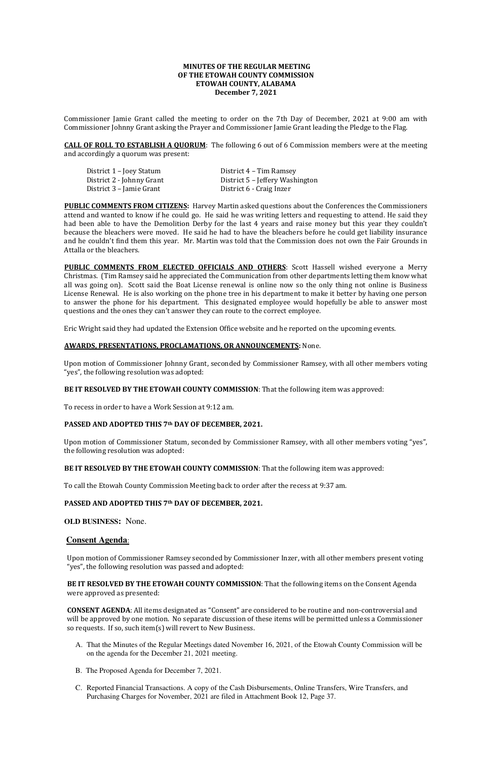**MINUTES OF THE REGULAR MEETING**
**OF THE ETOWAH COUNTY COMMISSION**
**ETOWAH COUNTY, ALABAMA**
**December 7, 2021**

Commissioner Jamie Grant called the meeting to order on the 7th Day of December, 2021 at 9:00 am with Commissioner Johnny Grant asking the Prayer and Commissioner Jamie Grant leading the Pledge to the Flag.

**CALL OF ROLL TO ESTABLISH A QUORUM**: The following 6 out of 6 Commission members were at the meeting and accordingly a quorum was present:

| | |
|---|---|
| District 1 – Joey Statum | District 4 – Tim Ramsey |
| District 2 - Johnny Grant | District 5 – Jeffery Washington |
| District 3 – Jamie Grant | District 6 - Craig Inzer |

**PUBLIC COMMENTS FROM CITIZENS:** Harvey Martin asked questions about the Conferences the Commissioners attend and wanted to know if he could go. He said he was writing letters and requesting to attend. He said they had been able to have the Demolition Derby for the last 4 years and raise money but this year they couldn't because the bleachers were moved. He said he had to have the bleachers before he could get liability insurance and he couldn't find them this year. Mr. Martin was told that the Commission does not own the Fair Grounds in Attalla or the bleachers.

**PUBLIC COMMENTS FROM ELECTED OFFICIALS AND OTHERS**: Scott Hassell wished everyone a Merry Christmas. (Tim Ramsey said he appreciated the Communication from other departments letting them know what all was going on). Scott said the Boat License renewal is online now so the only thing not online is Business License Renewal. He is also working on the phone tree in his department to make it better by having one person to answer the phone for his department. This designated employee would hopefully be able to answer most questions and the ones they can't answer they can route to the correct employee.

Eric Wright said they had updated the Extension Office website and he reported on the upcoming events.

**AWARDS, PRESENTATIONS, PROCLAMATIONS, OR ANNOUNCEMENTS:** None.

Upon motion of Commissioner Johnny Grant, seconded by Commissioner Ramsey, with all other members voting "yes", the following resolution was adopted:

**BE IT RESOLVED BY THE ETOWAH COUNTY COMMISSION**: That the following item was approved:

To recess in order to have a Work Session at 9:12 am.

**PASSED AND ADOPTED THIS 7th DAY OF DECEMBER, 2021.**

Upon motion of Commissioner Statum, seconded by Commissioner Ramsey, with all other members voting "yes", the following resolution was adopted:

**BE IT RESOLVED BY THE ETOWAH COUNTY COMMISSION**: That the following item was approved:

To call the Etowah County Commission Meeting back to order after the recess at 9:37 am.

**PASSED AND ADOPTED THIS 7th DAY OF DECEMBER, 2021.**

**OLD BUSINESS:** None.

**Consent Agenda**:

Upon motion of Commissioner Ramsey seconded by Commissioner Inzer, with all other members present voting "yes", the following resolution was passed and adopted:

**BE IT RESOLVED BY THE ETOWAH COUNTY COMMISSION**: That the following items on the Consent Agenda were approved as presented:

**CONSENT AGENDA**: All items designated as "Consent" are considered to be routine and non-controversial and will be approved by one motion. No separate discussion of these items will be permitted unless a Commissioner so requests. If so, such item(s) will revert to New Business.

A. That the Minutes of the Regular Meetings dated November 16, 2021, of the Etowah County Commission will be on the agenda for the December 21, 2021 meeting.

B. The Proposed Agenda for December 7, 2021.

C. Reported Financial Transactions. A copy of the Cash Disbursements, Online Transfers, Wire Transfers, and Purchasing Charges for November, 2021 are filed in Attachment Book 12, Page 37.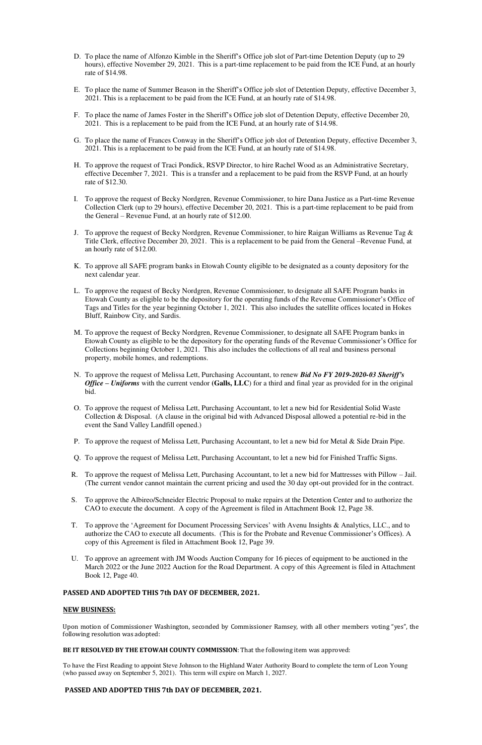D. To place the name of Alfonzo Kimble in the Sheriff's Office job slot of Part-time Detention Deputy (up to 29 hours), effective November 29, 2021. This is a part-time replacement to be paid from the ICE Fund, at an hourly rate of $14.98.

E. To place the name of Summer Beason in the Sheriff's Office job slot of Detention Deputy, effective December 3, 2021. This is a replacement to be paid from the ICE Fund, at an hourly rate of $14.98.

F. To place the name of James Foster in the Sheriff's Office job slot of Detention Deputy, effective December 20, 2021. This is a replacement to be paid from the ICE Fund, at an hourly rate of $14.98.

G. To place the name of Frances Conway in the Sheriff's Office job slot of Detention Deputy, effective December 3, 2021. This is a replacement to be paid from the ICE Fund, at an hourly rate of $14.98.

H. To approve the request of Traci Pondick, RSVP Director, to hire Rachel Wood as an Administrative Secretary, effective December 7, 2021. This is a transfer and a replacement to be paid from the RSVP Fund, at an hourly rate of $12.30.

I. To approve the request of Becky Nordgren, Revenue Commissioner, to hire Dana Justice as a Part-time Revenue Collection Clerk (up to 29 hours), effective December 20, 2021. This is a part-time replacement to be paid from the General – Revenue Fund, at an hourly rate of $12.00.

J. To approve the request of Becky Nordgren, Revenue Commissioner, to hire Raigan Williams as Revenue Tag & Title Clerk, effective December 20, 2021. This is a replacement to be paid from the General –Revenue Fund, at an hourly rate of $12.00.

K. To approve all SAFE program banks in Etowah County eligible to be designated as a county depository for the next calendar year.

L. To approve the request of Becky Nordgren, Revenue Commissioner, to designate all SAFE Program banks in Etowah County as eligible to be the depository for the operating funds of the Revenue Commissioner's Office of Tags and Titles for the year beginning October 1, 2021. This also includes the satellite offices located in Hokes Bluff, Rainbow City, and Sardis.

M. To approve the request of Becky Nordgren, Revenue Commissioner, to designate all SAFE Program banks in Etowah County as eligible to be the depository for the operating funds of the Revenue Commissioner's Office for Collections beginning October 1, 2021. This also includes the collections of all real and business personal property, mobile homes, and redemptions.

N. To approve the request of Melissa Lett, Purchasing Accountant, to renew ***Bid No FY 2019-2020-03 Sheriff's Office – Uniforms*** with the current vendor **(Galls, LLC**) for a third and final year as provided for in the original bid.

O. To approve the request of Melissa Lett, Purchasing Accountant, to let a new bid for Residential Solid Waste Collection & Disposal. (A clause in the original bid with Advanced Disposal allowed a potential re-bid in the event the Sand Valley Landfill opened.)

P. To approve the request of Melissa Lett, Purchasing Accountant, to let a new bid for Metal & Side Drain Pipe.

Q. To approve the request of Melissa Lett, Purchasing Accountant, to let a new bid for Finished Traffic Signs.

R. To approve the request of Melissa Lett, Purchasing Accountant, to let a new bid for Mattresses with Pillow – Jail. (The current vendor cannot maintain the current pricing and used the 30 day opt-out provided for in the contract.

S. To approve the Albireo/Schneider Electric Proposal to make repairs at the Detention Center and to authorize the CAO to execute the document. A copy of the Agreement is filed in Attachment Book 12, Page 38.

T. To approve the 'Agreement for Document Processing Services' with Avenu Insights & Analytics, LLC., and to authorize the CAO to execute all documents. (This is for the Probate and Revenue Commissioner's Offices). A copy of this Agreement is filed in Attachment Book 12, Page 39.

U. To approve an agreement with JM Woods Auction Company for 16 pieces of equipment to be auctioned in the March 2022 or the June 2022 Auction for the Road Department. A copy of this Agreement is filed in Attachment Book 12, Page 40.

**PASSED AND ADOPTED THIS 7th DAY OF DECEMBER, 2021.**

**NEW BUSINESS:**

Upon motion of Commissioner Washington, seconded by Commissioner Ramsey, with all other members voting "yes", the following resolution was adopted:

**BE IT RESOLVED BY THE ETOWAH COUNTY COMMISSION**: That the following item was approved:

To have the First Reading to appoint Steve Johnson to the Highland Water Authority Board to complete the term of Leon Young (who passed away on September 5, 2021). This term will expire on March 1, 2027.

**PASSED AND ADOPTED THIS 7th DAY OF DECEMBER, 2021.**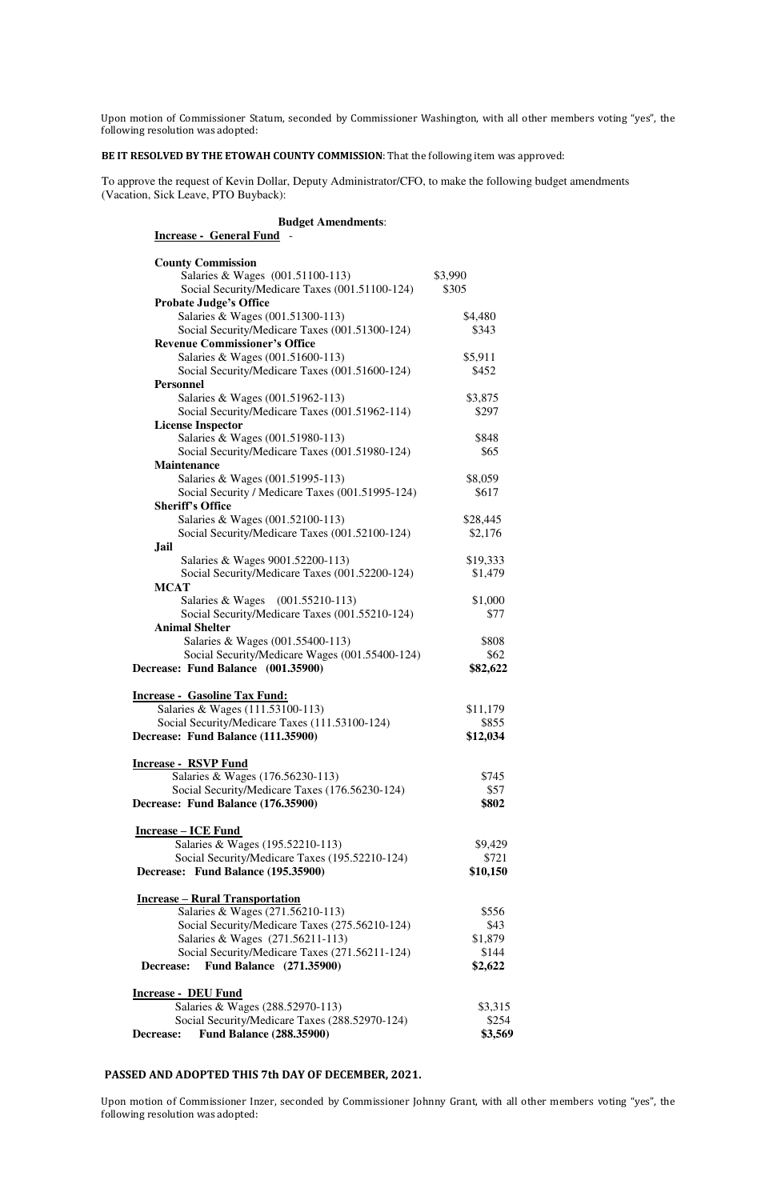Upon motion of Commissioner Statum, seconded by Commissioner Washington, with all other members voting "yes", the following resolution was adopted:

**BE IT RESOLVED BY THE ETOWAH COUNTY COMMISSION**: That the following item was approved:

To approve the request of Kevin Dollar, Deputy Administrator/CFO, to make the following budget amendments (Vacation, Sick Leave, PTO Buyback):

**Budget Amendments**:

| | |
|---|---|
| **Increase - General Fund** - | |
| **County Commission** | |
| Salaries & Wages (001.51100-113) | $3,990 |
| Social Security/Medicare Taxes (001.51100-124) | $305 |
| **Probate Judge's Office** | |
| Salaries & Wages (001.51300-113) | $4,480 |
| Social Security/Medicare Taxes (001.51300-124) | $343 |
| **Revenue Commissioner's Office** | |
| Salaries & Wages (001.51600-113) | $5,911 |
| Social Security/Medicare Taxes (001.51600-124) | $452 |
| **Personnel** | |
| Salaries & Wages (001.51962-113) | $3,875 |
| Social Security/Medicare Taxes (001.51962-114) | $297 |
| **License Inspector** | |
| Salaries & Wages (001.51980-113) | $848 |
| Social Security/Medicare Taxes (001.51980-124) | $65 |
| **Maintenance** | |
| Salaries & Wages (001.51995-113) | $8,059 |
| Social Security / Medicare Taxes (001.51995-124) | $617 |
| **Sheriff's Office** | |
| Salaries & Wages (001.52100-113) | $28,445 |
| Social Security/Medicare Taxes (001.52100-124) | $2,176 |
| **Jail** | |
| Salaries & Wages 9001.52200-113) | $19,333 |
| Social Security/Medicare Taxes (001.52200-124) | $1,479 |
| **MCAT** | |
| Salaries & Wages (001.55210-113) | $1,000 |
| Social Security/Medicare Taxes (001.55210-124) | $77 |
| **Animal Shelter** | |
| Salaries & Wages (001.55400-113) | $808 |
| Social Security/Medicare Wages (001.55400-124) | $62 |
| **Decrease: Fund Balance (001.35900)** | **$82,622** |
| | |
| **Increase - Gasoline Tax Fund:** | |
| Salaries & Wages (111.53100-113) | $11,179 |
| Social Security/Medicare Taxes (111.53100-124) | $855 |
| **Decrease: Fund Balance (111.35900)** | **$12,034** |
| | |
| **Increase - RSVP Fund** | |
| Salaries & Wages (176.56230-113) | $745 |
| Social Security/Medicare Taxes (176.56230-124) | $57 |
| **Decrease: Fund Balance (176.35900)** | **$802** |
| | |
| **Increase – ICE Fund** | |
| Salaries & Wages (195.52210-113) | $9,429 |
| Social Security/Medicare Taxes (195.52210-124) | $721 |
| **Decrease: Fund Balance (195.35900)** | **$10,150** |
| | |
| **Increase – Rural Transportation** | |
| Salaries & Wages (271.56210-113) | $556 |
| Social Security/Medicare Taxes (275.56210-124) | $43 |
| Salaries & Wages (271.56211-113) | $1,879 |
| Social Security/Medicare Taxes (271.56211-124) | $144 |
| **Decrease: Fund Balance (271.35900)** | **$2,622** |
| | |
| **Increase - DEU Fund** | |
| Salaries & Wages (288.52970-113) | $3,315 |
| Social Security/Medicare Taxes (288.52970-124) | $254 |
| **Decrease: Fund Balance (288.35900)** | **$3,569** |

**PASSED AND ADOPTED THIS 7th DAY OF DECEMBER, 2021.**

Upon motion of Commissioner Inzer, seconded by Commissioner Johnny Grant, with all other members voting "yes", the following resolution was adopted: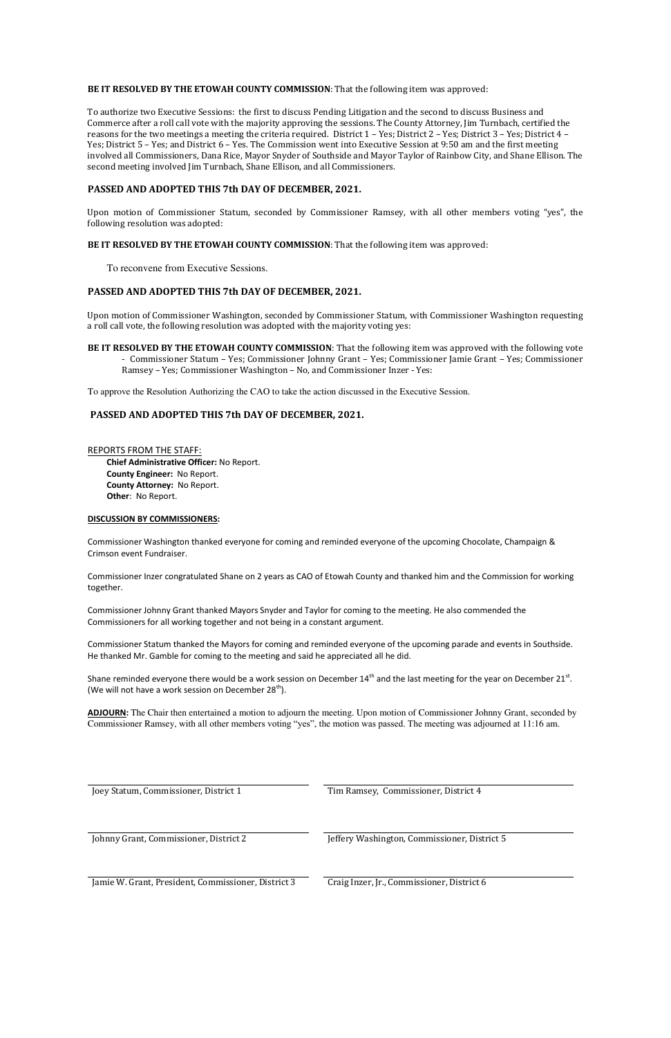**BE IT RESOLVED BY THE ETOWAH COUNTY COMMISSION**: That the following item was approved:

To authorize two Executive Sessions: the first to discuss Pending Litigation and the second to discuss Business and Commerce after a roll call vote with the majority approving the sessions. The County Attorney, Jim Turnbach, certified the reasons for the two meetings a meeting the criteria required. District 1 – Yes; District 2 – Yes; District 3 – Yes; District 4 – Yes; District 5 – Yes; and District 6 – Yes. The Commission went into Executive Session at 9:50 am and the first meeting involved all Commissioners, Dana Rice, Mayor Snyder of Southside and Mayor Taylor of Rainbow City, and Shane Ellison. The second meeting involved Jim Turnbach, Shane Ellison, and all Commissioners.

**PASSED AND ADOPTED THIS 7th DAY OF DECEMBER, 2021.**

Upon motion of Commissioner Statum, seconded by Commissioner Ramsey, with all other members voting "yes", the following resolution was adopted:

**BE IT RESOLVED BY THE ETOWAH COUNTY COMMISSION**: That the following item was approved:

To reconvene from Executive Sessions.

**PASSED AND ADOPTED THIS 7th DAY OF DECEMBER, 2021.**

Upon motion of Commissioner Washington, seconded by Commissioner Statum, with Commissioner Washington requesting a roll call vote, the following resolution was adopted with the majority voting yes:

**BE IT RESOLVED BY THE ETOWAH COUNTY COMMISSION**: That the following item was approved with the following vote - Commissioner Statum – Yes; Commissioner Johnny Grant – Yes; Commissioner Jamie Grant – Yes; Commissioner Ramsey – Yes; Commissioner Washington – No, and Commissioner Inzer - Yes:

To approve the Resolution Authorizing the CAO to take the action discussed in the Executive Session.

**PASSED AND ADOPTED THIS 7th DAY OF DECEMBER, 2021.**

REPORTS FROM THE STAFF:

**Chief Administrative Officer:** No Report.
**County Engineer:** No Report.
**County Attorney:** No Report.
**Other**: No Report.

**DISCUSSION BY COMMISSIONERS:**

Commissioner Washington thanked everyone for coming and reminded everyone of the upcoming Chocolate, Champaign & Crimson event Fundraiser.

Commissioner Inzer congratulated Shane on 2 years as CAO of Etowah County and thanked him and the Commission for working together.

Commissioner Johnny Grant thanked Mayors Snyder and Taylor for coming to the meeting. He also commended the Commissioners for all working together and not being in a constant argument.

Commissioner Statum thanked the Mayors for coming and reminded everyone of the upcoming parade and events in Southside. He thanked Mr. Gamble for coming to the meeting and said he appreciated all he did.

Shane reminded everyone there would be a work session on December 14th and the last meeting for the year on December 21st. (We will not have a work session on December 28th).

**ADJOURN:** The Chair then entertained a motion to adjourn the meeting. Upon motion of Commissioner Johnny Grant, seconded by Commissioner Ramsey, with all other members voting "yes", the motion was passed. The meeting was adjourned at 11:16 am.

Joey Statum, Commissioner, District 1

Tim Ramsey, Commissioner, District 4

Johnny Grant, Commissioner, District 2

Jeffery Washington, Commissioner, District 5

Jamie W. Grant, President, Commissioner, District 3

Craig Inzer, Jr., Commissioner, District 6